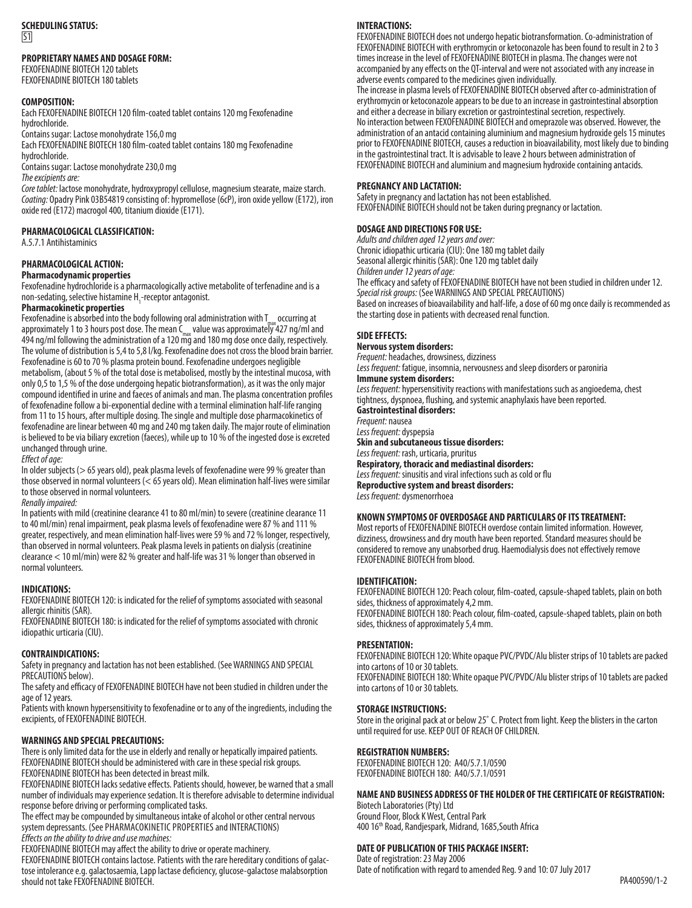**SCHEDULING STATUS:**

S1

**PROPRIETARY NAMES AND DOSAGE FORM:**

FEXOFENADINE BIOTECH 120 tablets
FEXOFENADINE BIOTECH 180 tablets

**COMPOSITION:**

Each FEXOFENADINE BIOTECH 120 film-coated tablet contains 120 mg Fexofenadine hydrochloride.
Contains sugar: Lactose monohydrate 156,0 mg
Each FEXOFENADINE BIOTECH 180 film-coated tablet contains 180 mg Fexofenadine hydrochloride.
Contains sugar: Lactose monohydrate 230,0 mg
*The excipients are:*
*Core tablet:* lactose monohydrate, hydroxypropyl cellulose, magnesium stearate, maize starch.
*Coating:* Opadry Pink 03B54819 consisting of: hypromellose (6cP), iron oxide yellow (E172), iron oxide red (E172) macrogol 400, titanium dioxide (E171).

**PHARMACOLOGICAL CLASSIFICATION:**

A.5.7.1 Antihistaminics

**PHARMACOLOGICAL ACTION:**

**Pharmacodynamic properties**

Fexofenadine hydrochloride is a pharmacologically active metabolite of terfenadine and is a non-sedating, selective histamine $H_1$-receptor antagonist.

**Pharmacokinetic properties**

Fexofenadine is absorbed into the body following oral administration with $T_{max}$ occurring at approximately 1 to 3 hours post dose. The mean $C_{max}$ value was approximately 427 ng/ml and 494 ng/ml following the administration of a 120 mg and 180 mg dose once daily, respectively. The volume of distribution is 5,4 to 5,8 l/kg. Fexofenadine does not cross the blood brain barrier. Fexofenadine is 60 to 70 % plasma protein bound. Fexofenadine undergoes negligible metabolism, (about 5 % of the total dose is metabolised, mostly by the intestinal mucosa, with only 0,5 to 1,5 % of the dose undergoing hepatic biotransformation), as it was the only major compound identified in urine and faeces of animals and man. The plasma concentration profiles of fexofenadine follow a bi-exponential decline with a terminal elimination half-life ranging from 11 to 15 hours, after multiple dosing. The single and multiple dose pharmacokinetics of fexofenadine are linear between 40 mg and 240 mg taken daily. The major route of elimination is believed to be via biliary excretion (faeces), while up to 10 % of the ingested dose is excreted unchanged through urine.

*Effect of age:*

In older subjects (> 65 years old), peak plasma levels of fexofenadine were 99 % greater than those observed in normal volunteers (< 65 years old). Mean elimination half-lives were similar to those observed in normal volunteers.

*Renally impaired:*

In patients with mild (creatinine clearance 41 to 80 ml/min) to severe (creatinine clearance 11 to 40 ml/min) renal impairment, peak plasma levels of fexofenadine were 87 % and 111 % greater, respectively, and mean elimination half-lives were 59 % and 72 % longer, respectively, than observed in normal volunteers. Peak plasma levels in patients on dialysis (creatinine clearance < 10 ml/min) were 82 % greater and half-life was 31 % longer than observed in normal volunteers.

**INDICATIONS:**

FEXOFENADINE BIOTECH 120: is indicated for the relief of symptoms associated with seasonal allergic rhinitis (SAR).
FEXOFENADINE BIOTECH 180: is indicated for the relief of symptoms associated with chronic idiopathic urticaria (CIU).

**CONTRAINDICATIONS:**

Safety in pregnancy and lactation has not been established. (See WARNINGS AND SPECIAL PRECAUTIONS below).
The safety and efficacy of FEXOFENADINE BIOTECH have not been studied in children under the age of 12 years.
Patients with known hypersensitivity to fexofenadine or to any of the ingredients, including the excipients, of FEXOFENADINE BIOTECH.

**WARNINGS AND SPECIAL PRECAUTIONS:**

There is only limited data for the use in elderly and renally or hepatically impaired patients. FEXOFENADINE BIOTECH should be administered with care in these special risk groups.
FEXOFENADINE BIOTECH has been detected in breast milk.
FEXOFENADINE BIOTECH lacks sedative effects. Patients should, however, be warned that a small number of individuals may experience sedation. It is therefore advisable to determine individual response before driving or performing complicated tasks.
The effect may be compounded by simultaneous intake of alcohol or other central nervous system depressants. (See PHARMACOKINETIC PROPERTIES and INTERACTIONS)
*Effects on the ability to drive and use machines:*
FEXOFENADINE BIOTECH may affect the ability to drive or operate machinery.
FEXOFENADINE BIOTECH contains lactose. Patients with the rare hereditary conditions of galactose intolerance e.g. galactosaemia, Lapp lactase deficiency, glucose-galactose malabsorption should not take FEXOFENADINE BIOTECH.

**INTERACTIONS:**

FEXOFENADINE BIOTECH does not undergo hepatic biotransformation. Co-administration of FEXOFENADINE BIOTECH with erythromycin or ketoconazole has been found to result in 2 to 3 times increase in the level of FEXOFENADINE BIOTECH in plasma. The changes were not accompanied by any effects on the QT-interval and were not associated with any increase in adverse events compared to the medicines given individually.
The increase in plasma levels of FEXOFENADINE BIOTECH observed after co-administration of erythromycin or ketoconazole appears to be due to an increase in gastrointestinal absorption and either a decrease in biliary excretion or gastrointestinal secretion, respectively.
No interaction between FEXOFENADINE BIOTECH and omeprazole was observed. However, the administration of an antacid containing aluminium and magnesium hydroxide gels 15 minutes prior to FEXOFENADINE BIOTECH, causes a reduction in bioavailability, most likely due to binding in the gastrointestinal tract. It is advisable to leave 2 hours between administration of FEXOFENADINE BIOTECH and aluminium and magnesium hydroxide containing antacids.

**PREGNANCY AND LACTATION:**

Safety in pregnancy and lactation has not been established.
FEXOFENADINE BIOTECH should not be taken during pregnancy or lactation.

**DOSAGE AND DIRECTIONS FOR USE:**

*Adults and children aged 12 years and over:*
Chronic idiopathic urticaria (CIU): One 180 mg tablet daily
Seasonal allergic rhinitis (SAR): One 120 mg tablet daily
*Children under 12 years of age:*
The efficacy and safety of FEXOFENADINE BIOTECH have not been studied in children under 12.
*Special risk groups:* (See WARNINGS AND SPECIAL PRECAUTIONS)
Based on increases of bioavailability and half-life, a dose of 60 mg once daily is recommended as the starting dose in patients with decreased renal function.

**SIDE EFFECTS:**

**Nervous system disorders:**
*Frequent:* headaches, drowsiness, dizziness
*Less frequent:* fatigue, insomnia, nervousness and sleep disorders or paroniria
**Immune system disorders:**
*Less frequent:* hypersensitivity reactions with manifestations such as angioedema, chest tightness, dyspnoea, flushing, and systemic anaphylaxis have been reported.
**Gastrointestinal disorders:**
*Frequent:* nausea
*Less frequent:* dyspepsia
**Skin and subcutaneous tissue disorders:**
*Less frequent:* rash, urticaria, pruritus
**Respiratory, thoracic and mediastinal disorders:**
*Less frequent:* sinusitis and viral infections such as cold or flu
**Reproductive system and breast disorders:**
*Less frequent:* dysmenorrhoea

**KNOWN SYMPTOMS OF OVERDOSAGE AND PARTICULARS OF ITS TREATMENT:**

Most reports of FEXOFENADINE BIOTECH overdose contain limited information. However, dizziness, drowsiness and dry mouth have been reported. Standard measures should be considered to remove any unabsorbed drug. Haemodialysis does not effectively remove FEXOFENADINE BIOTECH from blood.

**IDENTIFICATION:**

FEXOFENADINE BIOTECH 120: Peach colour, film-coated, capsule-shaped tablets, plain on both sides, thickness of approximately 4,2 mm.
FEXOFENADINE BIOTECH 180: Peach colour, film-coated, capsule-shaped tablets, plain on both sides, thickness of approximately 5,4 mm.

**PRESENTATION:**

FEXOFENADINE BIOTECH 120: White opaque PVC/PVDC/Alu blister strips of 10 tablets are packed into cartons of 10 or 30 tablets.
FEXOFENADINE BIOTECH 180: White opaque PVC/PVDC/Alu blister strips of 10 tablets are packed into cartons of 10 or 30 tablets.

**STORAGE INSTRUCTIONS:**

Store in the original pack at or below 25° C. Protect from light. Keep the blisters in the carton until required for use. KEEP OUT OF REACH OF CHILDREN.

**REGISTRATION NUMBERS:**

FEXOFENADINE BIOTECH 120: A40/5.7.1/0590
FEXOFENADINE BIOTECH 180: A40/5.7.1/0591

**NAME AND BUSINESS ADDRESS OF THE HOLDER OF THE CERTIFICATE OF REGISTRATION:**

Biotech Laboratories (Pty) Ltd
Ground Floor, Block K West, Central Park
400 16th Road, Randjespark, Midrand, 1685,South Africa

**DATE OF PUBLICATION OF THIS PACKAGE INSERT:**

Date of registration: 23 May 2006
Date of notification with regard to amended Reg. 9 and 10: 07 July 2017

PA400590/1-2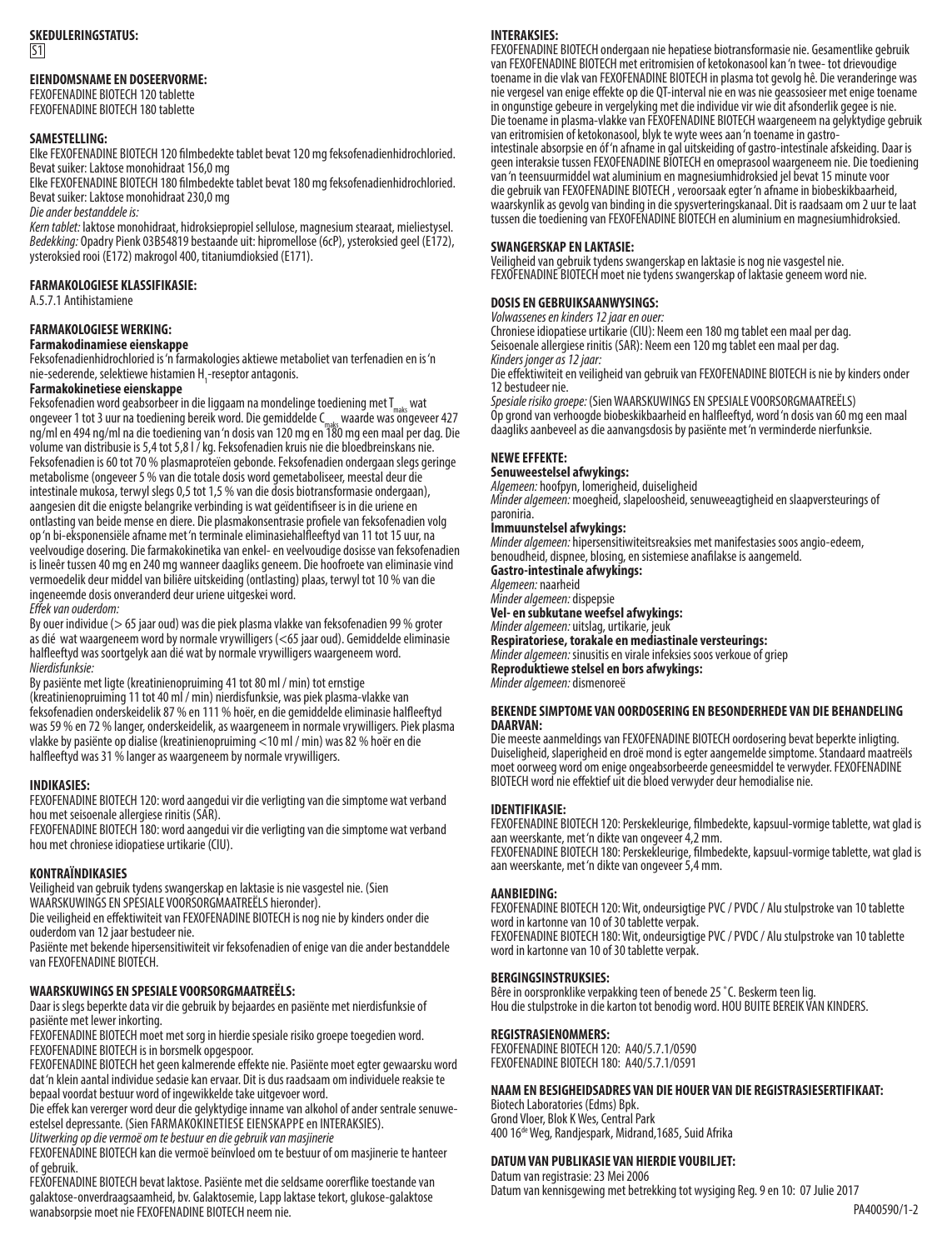**SKEDULERINGSTATUS:**

S1

**EIENDOMSNAME EN DOSEERVORME:**

FEXOFENADINE BIOTECH 120 tablette
FEXOFENADINE BIOTECH 180 tablette

**SAMESTELLING:**

Elke FEXOFENADINE BIOTECH 120 filmbedekte tablet bevat 120 mg feksofenadienhidrochloried. Bevat suiker: Laktose monohidraat 156,0 mg

Elke FEXOFENADINE BIOTECH 180 filmbedekte tablet bevat 180 mg feksofenadienhidrochloried. Bevat suiker: Laktose monohidraat 230,0 mg

*Die ander bestanddele is:*

*Kern tablet:* laktose monohidraat, hidroksiepropiel sellulose, magnesium stearaat, mieliestysel.
*Bedekking:* Opadry Pienk 03B54819 bestaande uit: hipromellose (6cP), ysteroksied geel (E172), ysteroksied rooi (E172) makrogol 400, titaniumdioksied (E171).

**FARMAKOLOGIESE KLASSIFIKASIE:**

A.5.7.1 Antihistamiene

**FARMAKOLOGIESE WERKING:**

**Farmakodinamiese eienskappe**

Feksofenadienhidrochloried is 'n farmakologies aktiewe metaboliet van terfenadien en is 'n nie-sederende, selektiewe histamien $H_1$-reseptor antagonis.

**Farmakokinetiese eienskappe**

Feksofenadien word geabsorbeer in die liggaam na mondelinge toediening met $T_{maks}$ wat ongeveer 1 tot 3 uur na toediening bereik word. Die gemiddelde $C_{maks}$ waarde was ongeveer 427 ng/ml en 494 ng/ml na die toediening van 'n dosis van 120 mg en 180 mg een maal per dag. Die volume van distribusie is 5,4 tot 5,8 l / kg. Feksofenadien kruis nie die bloedbreinskans nie. Feksofenadien is 60 tot 70 % plasmaproteïen gebonde. Feksofenadien ondergaan slegs geringe metabolisme (ongeveer 5 % van die totale dosis word gemetaboliseer, meestal deur die intestinale mukosa, terwyl slegs 0,5 tot 1,5 % van die dosis biotransformasie ondergaan), aangesien dit die enigste belangrike verbinding is wat geïdentifiseer is in die uriene en ontlasting van beide mense en diere. Die plasmakonsentrasie profiele van feksofenadien volg op 'n bi-eksponensiële afname met 'n terminale eliminasiehalfleeftyd van 11 tot 15 uur, na veelvoudige dosering. Die farmakokinetika van enkel- en veelvoudige dosisse van feksofenadien is lineêr tussen 40 mg en 240 mg wanneer daagliks geneem. Die hoofroete van eliminasie vind vermoedelik deur middel van biliêre uitskeiding (ontlasting) plaas, terwyl tot 10 % van die ingeneemde dosis onveranderd deur uriene uitgeskei word.

*Effek van ouderdom:*

By ouer individue (> 65 jaar oud) was die piek plasma vlakke van feksofenadien 99 % groter as dié wat waargeneem word by normale vrywilligers (<65 jaar oud). Gemiddelde eliminasie halfleeftyd was soortgelyk aan dié wat by normale vrywilligers waargeneem word.

*Nierdisfunksie:*

By pasiënte met ligte (kreatienopruiming 41 tot 80 ml / min) tot ernstige (kreatienopruiming 11 tot 40 ml / min) nierdisfunksie, was piek plasma-vlakke van feksofenadien onderskeidelik 87 % en 111 % hoër, en die gemiddelde eliminasie halfleeftyd was 59 % en 72 % langer, onderskeidelik, as waargeneem in normale vrywilligers. Piek plasma vlakke by pasiënte op dialise (kreatienopruiming <10 ml / min) was 82 % hoër en die halfleeftyd was 31 % langer as waargeneem by normale vrywilligers.

**INDIKASIES:**

FEXOFENADINE BIOTECH 120: word aangedui vir die verligting van die simptome wat verband hou met seisoenale allergiese rinitis (SAR).

FEXOFENADINE BIOTECH 180: word aangedui vir die verligting van die simptome wat verband hou met chroniese idiopatiese urtikarie (CIU).

**KONTRAÏNDIKASIES**

Veiligheid van gebruik tydens swangerskap en laktasie is nie vasgestel nie. (Sien WAARSKUWINGS EN SPESIALE VOORSORGMAATREËLS hieronder).

Die veiligheid en effektiwiteit van FEXOFENADINE BIOTECH is nog nie by kinders onder die ouderdom van 12 jaar bestudeer nie.

Pasiënte met bekende hipersensitiwiteit vir feksofenadien of enige van die ander bestanddele van FEXOFENADINE BIOTECH.

**WAARSKUWINGS EN SPESIALE VOORSORGMAATREËLS:**

Daar is slegs beperkte data vir die gebruik by bejaardes en pasiënte met nierdisfunksie of pasiënte met lewer inkorting.

FEXOFENADINE BIOTECH moet met sorg in hierdie spesiale risiko groepe toegedien word.

FEXOFENADINE BIOTECH is in borsmelk opgespoor.

FEXOFENADINE BIOTECH het geen kalmerende effekte nie. Pasiënte moet egter gewaarsku word dat 'n klein aantal individue sedasie kan ervaar. Dit is dus raadsaam om individuele reaksie te bepaal voordat bestuur word of ingewikkelde take uitgevoer word.

Die effek kan vererger word deur die gelyktydige inname van alkohol of ander sentrale senuwee-estelsel depressante. (Sien FARMAKOKINETIESE EIENSKAPPE en INTERAKSIES).

*Uitwerking op die vermoë om te bestuur en die gebruik van masjinerie*

FEXOFENADINE BIOTECH kan die vermoë beïnvloed om te bestuur of om masjinerie te hanteer of gebruik.

FEXOFENADINE BIOTECH bevat laktose. Pasiënte met die seldsame oorerflike toestande van galaktose-onverdraagsaamheid, bv. Galaktosemie, Lapp laktase tekort, glukose-galaktose wanabsorpsie moet nie FEXOFENADINE BIOTECH neem nie.

**INTERAKSIES:**

FEXOFENADINE BIOTECH ondergaan nie hepatiese biotransformasie nie. Gesamentlike gebruik van FEXOFENADINE BIOTECH met eritromisien of ketokonasool kan 'n twee- tot drievoudige toename in die vlak van FEXOFENADINE BIOTECH in plasma tot gevolg hê. Die veranderinge was nie vergesel van enige effekte op die QT-interval nie en was nie geassosieer met enige toename in ongunstige gebeure in vergelyking met die individue vir wie dit afsonderlik gegee is nie. Die toename in plasma-vlakke van FEXOFENADINE BIOTECH waargeneem na gelyktydige gebruik van eritromisien of ketokonasool, blyk te wyte wees aan 'n toename in gastro-intestinale absorpsie en óf 'n afname in gal uitskeiding of gastro-intestinale afskeiding. Daar is geen interaksie tussen FEXOFENADINE BIOTECH en omeprasool waargeneem nie. Die toediening van 'n teensuurmiddel wat aluminium en magnesiumhidroksied jel bevat 15 minute voor die gebruik van FEXOFENADINE BIOTECH , veroorsaak egter 'n afname in biobeskikbaarheid, waarskynlik as gevolg van binding in die spysverteringskanaal. Dit is raadsaam om 2 uur te laat tussen die toediening van FEXOFENADINE BIOTECH en aluminium en magnesiumhidroksied.

**SWANGERSKAP EN LAKTASIE:**

Veiligheid van gebruik tydens swangerskap en laktasie is nog nie vasgestel nie.
FEXOFENADINE BIOTECH moet nie tydens swangerskap of laktasie geneem word nie.

**DOSIS EN GEBRUIKSAANWYSINGS:**

*Volwassenes en kinders 12 jaar en ouer:*

Chroniese idiopatiese urtikarie (CIU): Neem een 180 mg tablet een maal per dag.
Seisoenale allergiese rinitis (SAR): Neem een 120 mg tablet een maal per dag.

*Kinders jonger as 12 jaar:*

Die effektiwiteit en veiligheid van gebruik van FEXOFENADINE BIOTECH is nie by kinders onder 12 bestudeer nie.

*Spesiale risiko groepe:* (Sien WAARSKUWINGS EN SPESIALE VOORSORGMAATREËLS)
Op grond van verhoogde biobeskikbaarheid en halfleeftyd, word 'n dosis van 60 mg een maal daagliks aanbeveel as die aanvangsdosis by pasiënte met 'n verminderde nierfunksie.

**NEWE EFFEKTE:**

**Senuweestelsel afwykings:**

*Algemeen:* hoofpyn, lomerigheid, duiseligheid
*Minder algemeen:* moegheid, slapeloosheid, senuweeagtigheid en slaapversteurings of paroniria.

**Immuunstelsel afwykings:**

*Minder algemeen:* hipersensitiwiteitsreaksies met manifestasies soos angio-edeem, benoudheid, dispnee, blosing, en sistemiese anafilakse is aangemeld.

**Gastro-intestinale afwykings:**

*Algemeen:* naarheid
*Minder algemeen:* dispepsie

**Vel- en subkutane weefsel afwykings:**

*Minder algemeen:* uitslag, urtikarie, jeuk

**Respiratoriese, torakale en mediastinale versteurings:**

*Minder algemeen:* sinusitis en virale infeksies soos verkoue of griep

**Reproduktiewe stelsel en bors afwykings:**

*Minder algemeen:* dismenoreë

**BEKENDE SIMPTOME VAN OORDOSERING EN BESONDERHEDE VAN DIE BEHANDELING DAARVAN:**

Die meeste aanmeldings van FEXOFENADINE BIOTECH oordosering bevat beperkte inligting. Duiseligheid, slaperigheid en droë mond is egter aangemelde simptome. Standaard maatreëls moet oorweeg word om enige ongeabsorbeerde geneesmiddel te verwyder. FEXOFENADINE BIOTECH word nie effektief uit die bloed verwyder deur hemodialise nie.

**IDENTIFIKASIE:**

FEXOFENADINE BIOTECH 120: Perskekleurige, filmbedekte, kapsuul-vormige tablette, wat glad is aan weerskante, met 'n dikte van ongeveer 4,2 mm.

FEXOFENADINE BIOTECH 180: Perskekleurige, filmbedekte, kapsuul-vormige tablette, wat glad is aan weerskante, met 'n dikte van ongeveer 5,4 mm.

**AANBIEDING:**

FEXOFENADINE BIOTECH 120: Wit, ondeursigtige PVC / PVDC / Alu stulpstroke van 10 tablette word in kartonne van 10 of 30 tablette verpak.

FEXOFENADINE BIOTECH 180: Wit, ondeursigtige PVC / PVDC / Alu stulpstroke van 10 tablette word in kartonne van 10 of 30 tablette verpak.

**BERGINGSINSTRUKSIES:**

Bêre in oorspronklike verpakking teen of benede 25 °C. Beskerm teen lig.
Hou die stulpstroke in die karton tot benodig word. HOU BUITE BEREIK VAN KINDERS.

**REGISTRASIENOMMERS:**

FEXOFENADINE BIOTECH 120: A40/5.7.1/0590
FEXOFENADINE BIOTECH 180: A40/5.7.1/0591

**NAAM EN BESIGHEIDSADRES VAN DIE HOUER VAN DIE REGISTRASIESERTIFIKAAT:**

Biotech Laboratories (Edms) Bpk.
Grond Vloer, Blok K Wes, Central Park
400 16de Weg, Randjespark, Midrand,1685, Suid Afrika

**DATUM VAN PUBLIKASIE VAN HIERDIE VOUBILJET:**

Datum van registrasie: 23 Mei 2006
Datum van kennisgewing met betrekking tot wysiging Reg. 9 en 10: 07 Julie 2017

PA400590/1-2